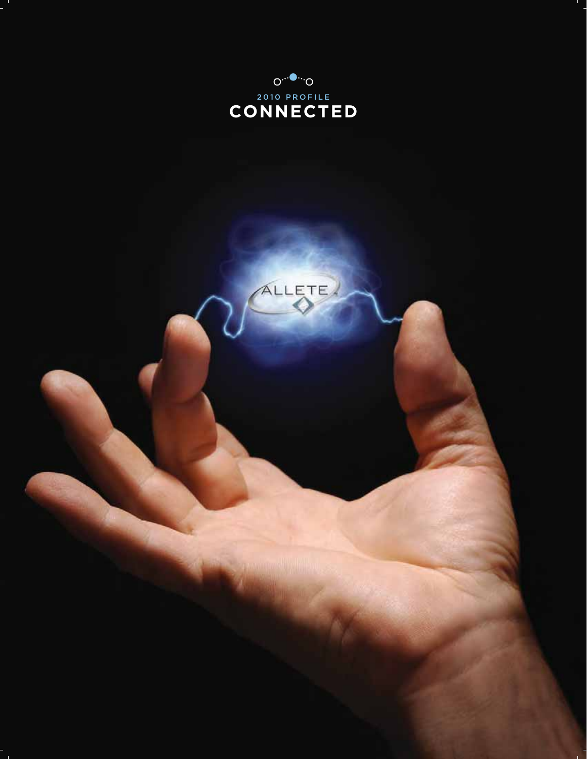2010 PROFILE

# CONNECTED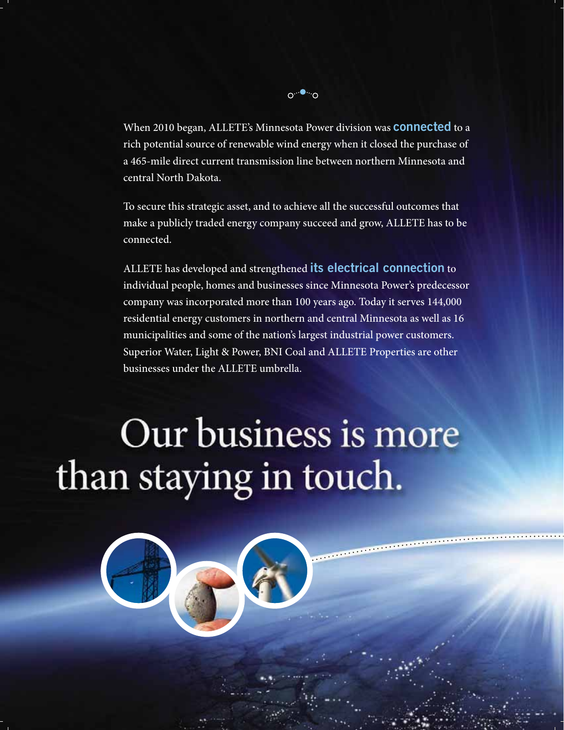When 2010 began, ALLETE's Minnesota Power division was **connected** to a rich potential source of renewable wind energy when it closed the purchase of a 465-mile direct current transmission line between northern Minnesota and central North Dakota.

To secure this strategic asset, and to achieve all the successful outcomes that make a publicly traded energy company succeed and grow, ALLETE has to be connected.

ALLETE has developed and strengthened **its electrical connection** to individual people, homes and businesses since Minnesota Power's predecessor company was incorporated more than 100 years ago. Today it serves 144,000 residential energy customers in northern and central Minnesota as well as 16 municipalities and some of the nation's largest industrial power customers. Superior Water, Light & Power, BNI Coal and ALLETE Properties are other businesses under the ALLETE umbrella.

# Our business is more than staying in touch.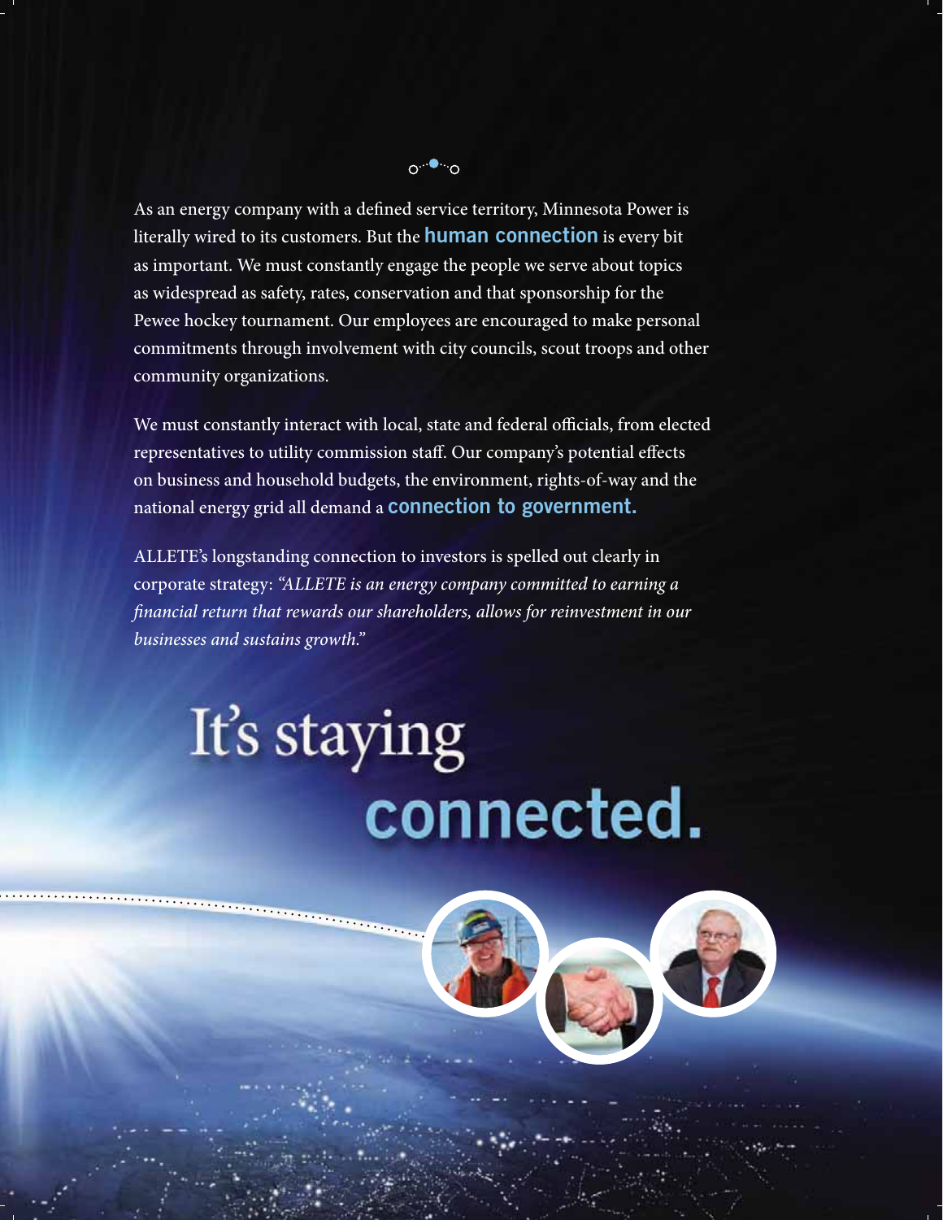As an energy company with a defined service territory, Minnesota Power is literally wired to its customers. But the **human connection** is every bit as important. We must constantly engage the people we serve about topics as widespread as safety, rates, conservation and that sponsorship for the Pewee hockey tournament. Our employees are encouraged to make personal commitments through involvement with city councils, scout troops and other community organizations.

We must constantly interact with local, state and federal officials, from elected representatives to utility commission staff. Our company's potential effects on business and household budgets, the environment, rights-of-way and the national energy grid all demand a **connection to government.**

ALLETE's longstanding connection to investors is spelled out clearly in corporate strategy: *"ALLETE is an energy company committed to earning a financial return that rewards our shareholders, allows for reinvestment in our businesses and sustains growth."*

# It's staying **connected.**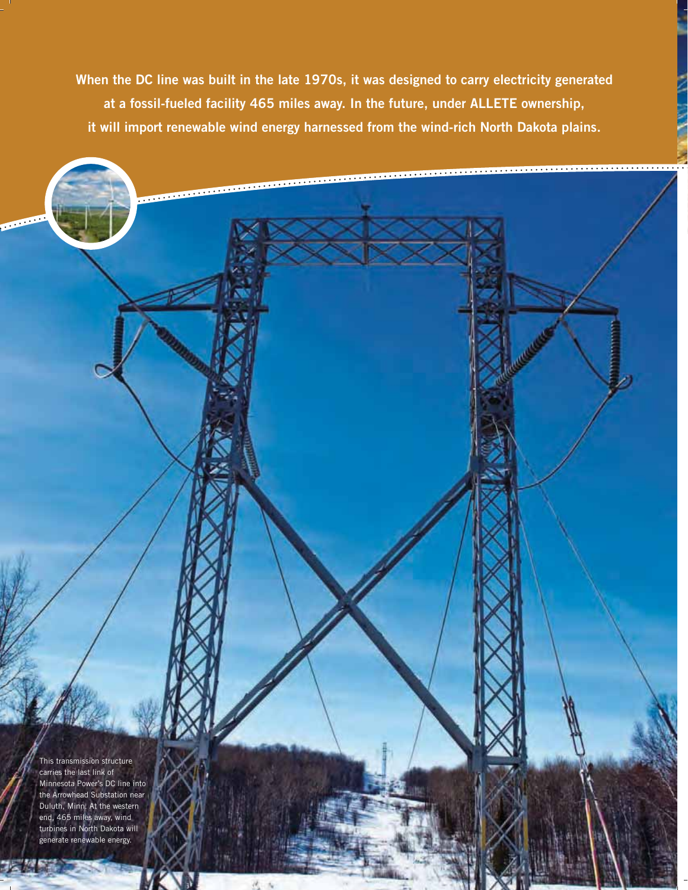**When the DC line was built in the late 1970s, it was designed to carry electricity generated at a fossil-fueled facility 465 miles away. In the future, under ALLETE ownership, it will import renewable wind energy harnessed from the wind-rich North Dakota plains.**

This transmission structure carries the last link of Minnesota Power's DC line into the Arrowhead Substation near Duluth, Minn. At the western end, 465 miles away, wind turbines in North Dakota will generate renewable energy.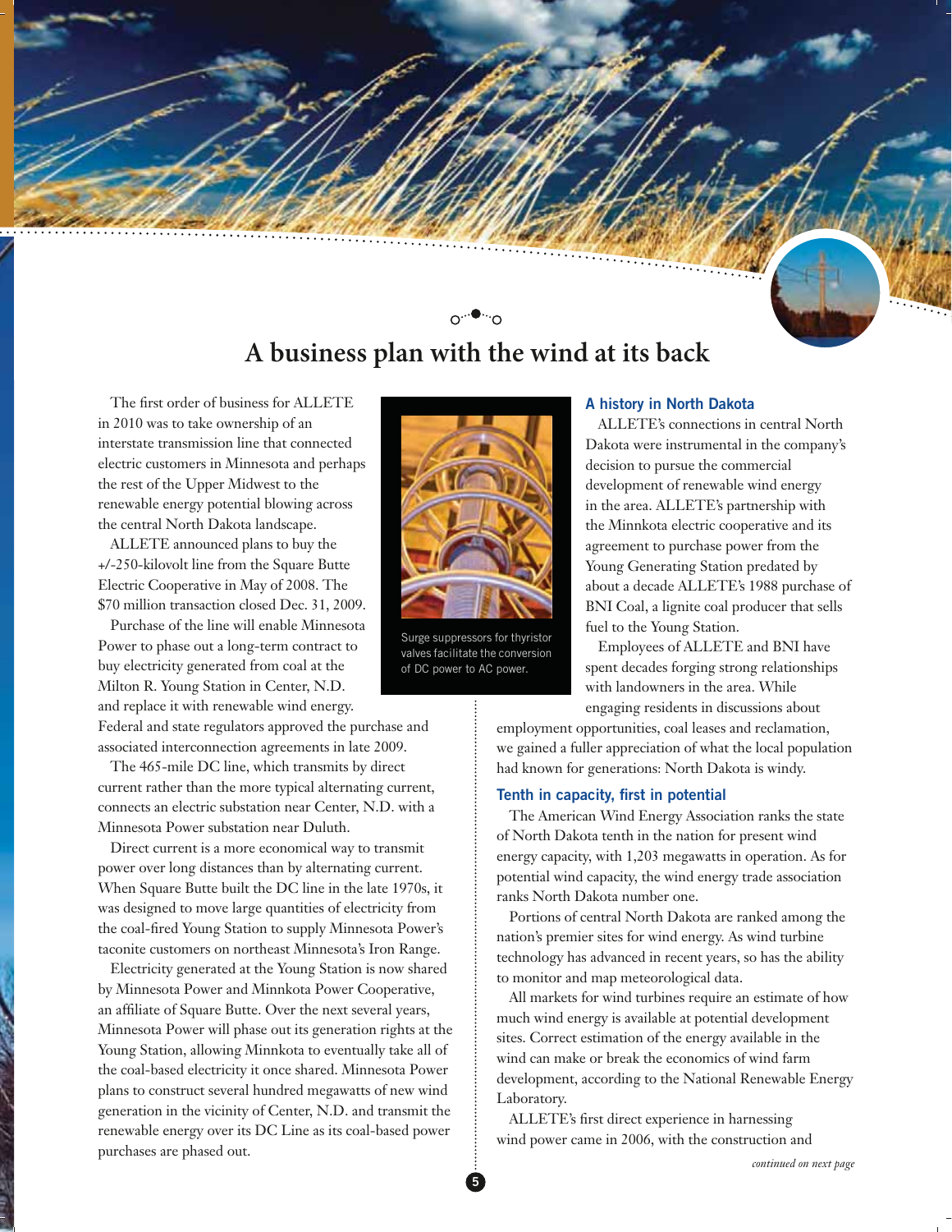# A business plan with the wind at its back

The first order of business for ALLETE in 2010 was to take ownership of an interstate transmission line that connected electric customers in Minnesota and perhaps the rest of the Upper Midwest to the renewable energy potential blowing across the central North Dakota landscape.

ALLETE announced plans to buy the +/-250-kilovolt line from the Square Butte Electric Cooperative in May of 2008. The $70 million transaction closed Dec. 31, 2009.

Purchase of the line will enable Minnesota Power to phase out a long-term contract to buy electricity generated from coal at the Milton R. Young Station in Center, N.D. and replace it with renewable wind energy. Federal and state regulators approved the purchase and associated interconnection agreements in late 2009.

The 465-mile DC line, which transmits by direct current rather than the more typical alternating current, connects an electric substation near Center, N.D. with a Minnesota Power substation near Duluth.

Direct current is a more economical way to transmit power over long distances than by alternating current. When Square Butte built the DC line in the late 1970s, it was designed to move large quantities of electricity from the coal-fired Young Station to supply Minnesota Power's taconite customers on northeast Minnesota's Iron Range.

Electricity generated at the Young Station is now shared by Minnesota Power and Minnkota Power Cooperative, an affiliate of Square Butte. Over the next several years, Minnesota Power will phase out its generation rights at the Young Station, allowing Minnkota to eventually take all of the coal-based electricity it once shared. Minnesota Power plans to construct several hundred megawatts of new wind generation in the vicinity of Center, N.D. and transmit the renewable energy over its DC Line as its coal-based power purchases are phased out.

Surge suppressors for thyristor valves facilitate the conversion of DC power to AC power.

### A history in North Dakota

ALLETE's connections in central North Dakota were instrumental in the company's decision to pursue the commercial development of renewable wind energy in the area. ALLETE's partnership with the Minnkota electric cooperative and its agreement to purchase power from the Young Generating Station predated by about a decade ALLETE's 1988 purchase of BNI Coal, a lignite coal producer that sells fuel to the Young Station.

Employees of ALLETE and BNI have spent decades forging strong relationships with landowners in the area. While engaging residents in discussions about employment opportunities, coal leases and reclamation, we gained a fuller appreciation of what the local population had known for generations: North Dakota is windy.

### Tenth in capacity, first in potential

The American Wind Energy Association ranks the state of North Dakota tenth in the nation for present wind energy capacity, with 1,203 megawatts in operation. As for potential wind capacity, the wind energy trade association ranks North Dakota number one.

Portions of central North Dakota are ranked among the nation's premier sites for wind energy. As wind turbine technology has advanced in recent years, so has the ability to monitor and map meteorological data.

All markets for wind turbines require an estimate of how much wind energy is available at potential development sites. Correct estimation of the energy available in the wind can make or break the economics of wind farm development, according to the National Renewable Energy Laboratory.

ALLETE's first direct experience in harnessing wind power came in 2006, with the construction and

*continued on next page*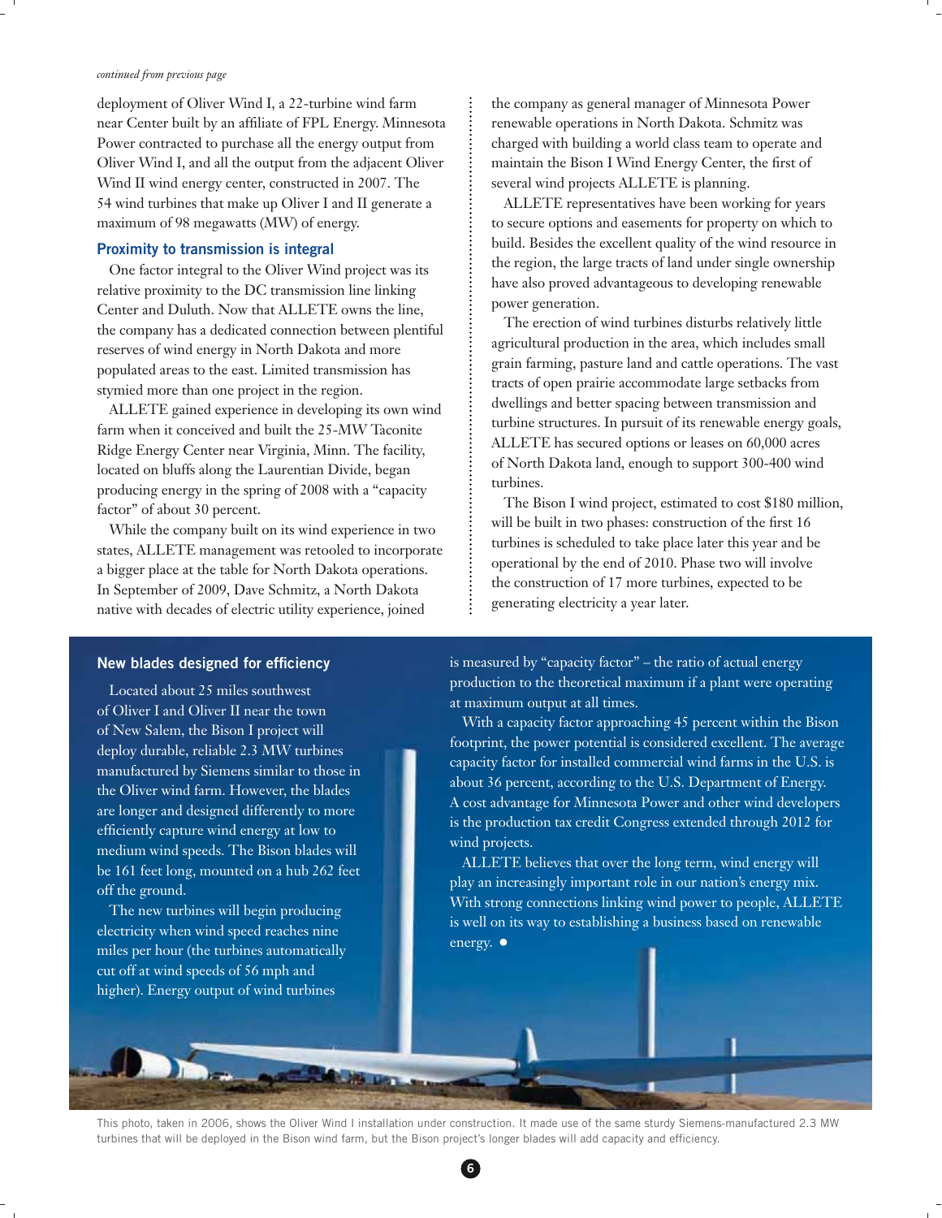*continued from previous page*

deployment of Oliver Wind I, a 22-turbine wind farm near Center built by an affiliate of FPL Energy. Minnesota Power contracted to purchase all the energy output from Oliver Wind I, and all the output from the adjacent Oliver Wind II wind energy center, constructed in 2007. The 54 wind turbines that make up Oliver I and II generate a maximum of 98 megawatts (MW) of energy.

### Proximity to transmission is integral

One factor integral to the Oliver Wind project was its relative proximity to the DC transmission line linking Center and Duluth. Now that ALLETE owns the line, the company has a dedicated connection between plentiful reserves of wind energy in North Dakota and more populated areas to the east. Limited transmission has stymied more than one project in the region.

ALLETE gained experience in developing its own wind farm when it conceived and built the 25-MW Taconite Ridge Energy Center near Virginia, Minn. The facility, located on bluffs along the Laurentian Divide, began producing energy in the spring of 2008 with a "capacity factor" of about 30 percent.

While the company built on its wind experience in two states, ALLETE management was retooled to incorporate a bigger place at the table for North Dakota operations. In September of 2009, Dave Schmitz, a North Dakota native with decades of electric utility experience, joined the company as general manager of Minnesota Power renewable operations in North Dakota. Schmitz was charged with building a world class team to operate and maintain the Bison I Wind Energy Center, the first of several wind projects ALLETE is planning.

ALLETE representatives have been working for years to secure options and easements for property on which to build. Besides the excellent quality of the wind resource in the region, the large tracts of land under single ownership have also proved advantageous to developing renewable power generation.

The erection of wind turbines disturbs relatively little agricultural production in the area, which includes small grain farming, pasture land and cattle operations. The vast tracts of open prairie accommodate large setbacks from dwellings and better spacing between transmission and turbine structures. In pursuit of its renewable energy goals, ALLETE has secured options or leases on 60,000 acres of North Dakota land, enough to support 300-400 wind turbines.

The Bison I wind project, estimated to cost $180 million, will be built in two phases: construction of the first 16 turbines is scheduled to take place later this year and be operational by the end of 2010. Phase two will involve the construction of 17 more turbines, expected to be generating electricity a year later.

### New blades designed for efficiency

Located about 25 miles southwest of Oliver I and Oliver II near the town of New Salem, the Bison I project will deploy durable, reliable 2.3 MW turbines manufactured by Siemens similar to those in the Oliver wind farm. However, the blades are longer and designed differently to more efficiently capture wind energy at low to medium wind speeds. The Bison blades will be 161 feet long, mounted on a hub 262 feet off the ground.

The new turbines will begin producing electricity when wind speed reaches nine miles per hour (the turbines automatically cut off at wind speeds of 56 mph and higher). Energy output of wind turbines is measured by "capacity factor" – the ratio of actual energy production to the theoretical maximum if a plant were operating at maximum output at all times.

With a capacity factor approaching 45 percent within the Bison footprint, the power potential is considered excellent. The average capacity factor for installed commercial wind farms in the U.S. is about 36 percent, according to the U.S. Department of Energy. A cost advantage for Minnesota Power and other wind developers is the production tax credit Congress extended through 2012 for wind projects.

ALLETE believes that over the long term, wind energy will play an increasingly important role in our nation's energy mix. With strong connections linking wind power to people, ALLETE is well on its way to establishing a business based on renewable energy. ●

This photo, taken in 2006, shows the Oliver Wind I installation under construction. It made use of the same sturdy Siemens-manufactured 2.3 MW turbines that will be deployed in the Bison wind farm, but the Bison project's longer blades will add capacity and efficiency.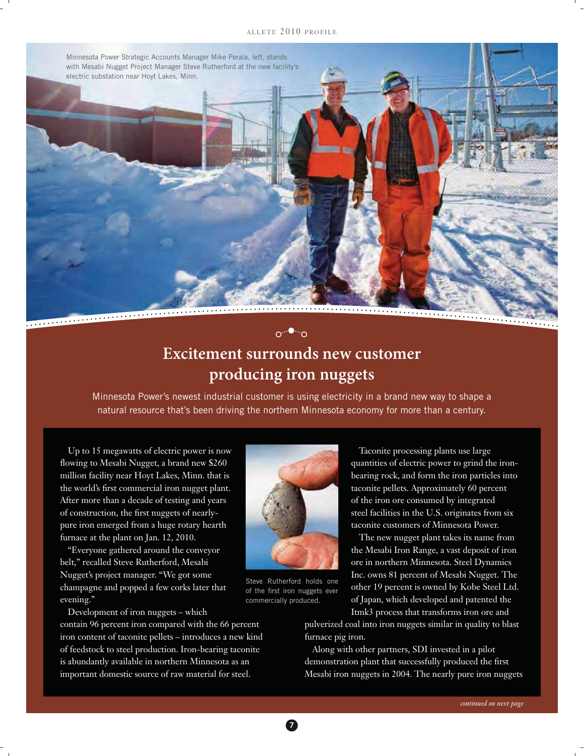Minnesota Power Strategic Accounts Manager Mike Perala, left, stands with Mesabi Nugget Project Manager Steve Rutherford at the new facility's electric substation near Hoyt Lakes, Minn.

# Excitement surrounds new customer producing iron nuggets

Minnesota Power's newest industrial customer is using electricity in a brand new way to shape a natural resource that's been driving the northern Minnesota economy for more than a century.

Up to 15 megawatts of electric power is now flowing to Mesabi Nugget, a brand new $260 million facility near Hoyt Lakes, Minn. that is the world's first commercial iron nugget plant. After more than a decade of testing and years of construction, the first nuggets of nearly-pure iron emerged from a huge rotary hearth furnace at the plant on Jan. 12, 2010.

"Everyone gathered around the conveyor belt," recalled Steve Rutherford, Mesabi Nugget's project manager. "We got some champagne and popped a few corks later that evening."

Development of iron nuggets – which contain 96 percent iron compared with the 66 percent iron content of taconite pellets – introduces a new kind of feedstock to steel production. Iron-bearing taconite is abundantly available in northern Minnesota as an important domestic source of raw material for steel.

Steve Rutherford holds one of the first iron nuggets ever commercially produced.

Taconite processing plants use large quantities of electric power to grind the iron-bearing rock, and form the iron particles into taconite pellets. Approximately 60 percent of the iron ore consumed by integrated steel facilities in the U.S. originates from six taconite customers of Minnesota Power.

The new nugget plant takes its name from the Mesabi Iron Range, a vast deposit of iron ore in northern Minnesota. Steel Dynamics Inc. owns 81 percent of Mesabi Nugget. The other 19 percent is owned by Kobe Steel Ltd. of Japan, which developed and patented the Itmk3 process that transforms iron ore and pulverized coal into iron nuggets similar in quality to blast furnace pig iron.

Along with other partners, SDI invested in a pilot demonstration plant that successfully produced the first Mesabi iron nuggets in 2004. The nearly pure iron nuggets

*continued on next page*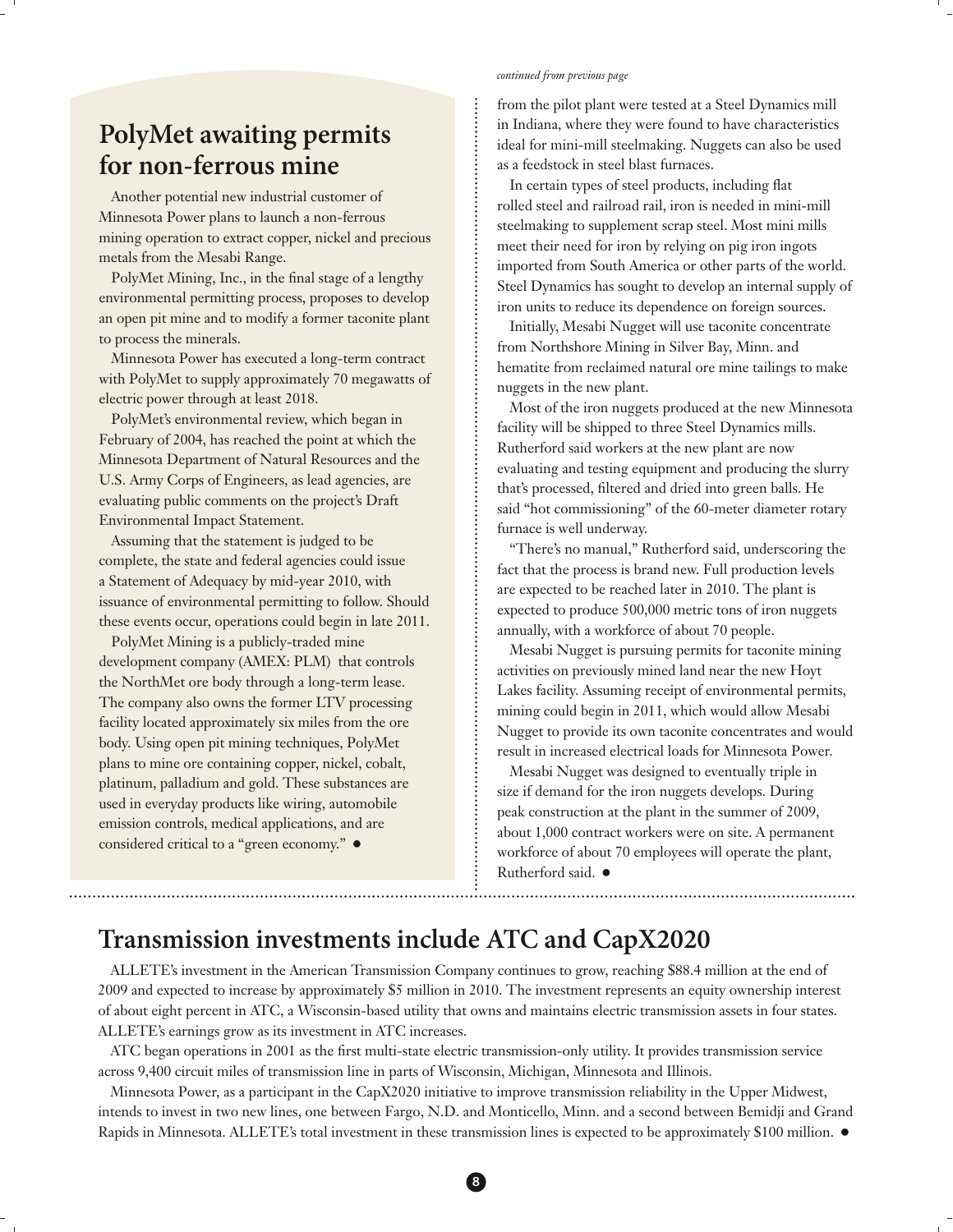## PolyMet awaiting permits for non-ferrous mine

Another potential new industrial customer of Minnesota Power plans to launch a non-ferrous mining operation to extract copper, nickel and precious metals from the Mesabi Range.

PolyMet Mining, Inc., in the final stage of a lengthy environmental permitting process, proposes to develop an open pit mine and to modify a former taconite plant to process the minerals.

Minnesota Power has executed a long-term contract with PolyMet to supply approximately 70 megawatts of electric power through at least 2018.

PolyMet's environmental review, which began in February of 2004, has reached the point at which the Minnesota Department of Natural Resources and the U.S. Army Corps of Engineers, as lead agencies, are evaluating public comments on the project's Draft Environmental Impact Statement.

Assuming that the statement is judged to be complete, the state and federal agencies could issue a Statement of Adequacy by mid-year 2010, with issuance of environmental permitting to follow. Should these events occur, operations could begin in late 2011.

PolyMet Mining is a publicly-traded mine development company (AMEX: PLM) that controls the NorthMet ore body through a long-term lease. The company also owns the former LTV processing facility located approximately six miles from the ore body. Using open pit mining techniques, PolyMet plans to mine ore containing copper, nickel, cobalt, platinum, palladium and gold. These substances are used in everyday products like wiring, automobile emission controls, medical applications, and are considered critical to a "green economy." ●

*continued from previous page*

from the pilot plant were tested at a Steel Dynamics mill in Indiana, where they were found to have characteristics ideal for mini-mill steelmaking. Nuggets can also be used as a feedstock in steel blast furnaces.

In certain types of steel products, including flat rolled steel and railroad rail, iron is needed in mini-mill steelmaking to supplement scrap steel. Most mini mills meet their need for iron by relying on pig iron ingots imported from South America or other parts of the world. Steel Dynamics has sought to develop an internal supply of iron units to reduce its dependence on foreign sources.

Initially, Mesabi Nugget will use taconite concentrate from Northshore Mining in Silver Bay, Minn. and hematite from reclaimed natural ore mine tailings to make nuggets in the new plant.

Most of the iron nuggets produced at the new Minnesota facility will be shipped to three Steel Dynamics mills. Rutherford said workers at the new plant are now evaluating and testing equipment and producing the slurry that's processed, filtered and dried into green balls. He said "hot commissioning" of the 60-meter diameter rotary furnace is well underway.

"There's no manual," Rutherford said, underscoring the fact that the process is brand new. Full production levels are expected to be reached later in 2010. The plant is expected to produce 500,000 metric tons of iron nuggets annually, with a workforce of about 70 people.

Mesabi Nugget is pursuing permits for taconite mining activities on previously mined land near the new Hoyt Lakes facility. Assuming receipt of environmental permits, mining could begin in 2011, which would allow Mesabi Nugget to provide its own taconite concentrates and would result in increased electrical loads for Minnesota Power.

Mesabi Nugget was designed to eventually triple in size if demand for the iron nuggets develops. During peak construction at the plant in the summer of 2009, about 1,000 contract workers were on site. A permanent workforce of about 70 employees will operate the plant, Rutherford said. ●

## Transmission investments include ATC and CapX2020

ALLETE's investment in the American Transmission Company continues to grow, reaching $88.4 million at the end of 2009 and expected to increase by approximately $5 million in 2010. The investment represents an equity ownership interest of about eight percent in ATC, a Wisconsin-based utility that owns and maintains electric transmission assets in four states. ALLETE's earnings grow as its investment in ATC increases.

ATC began operations in 2001 as the first multi-state electric transmission-only utility. It provides transmission service across 9,400 circuit miles of transmission line in parts of Wisconsin, Michigan, Minnesota and Illinois.

Minnesota Power, as a participant in the CapX2020 initiative to improve transmission reliability in the Upper Midwest, intends to invest in two new lines, one between Fargo, N.D. and Monticello, Minn. and a second between Bemidji and Grand Rapids in Minnesota. ALLETE's total investment in these transmission lines is expected to be approximately $100 million. ●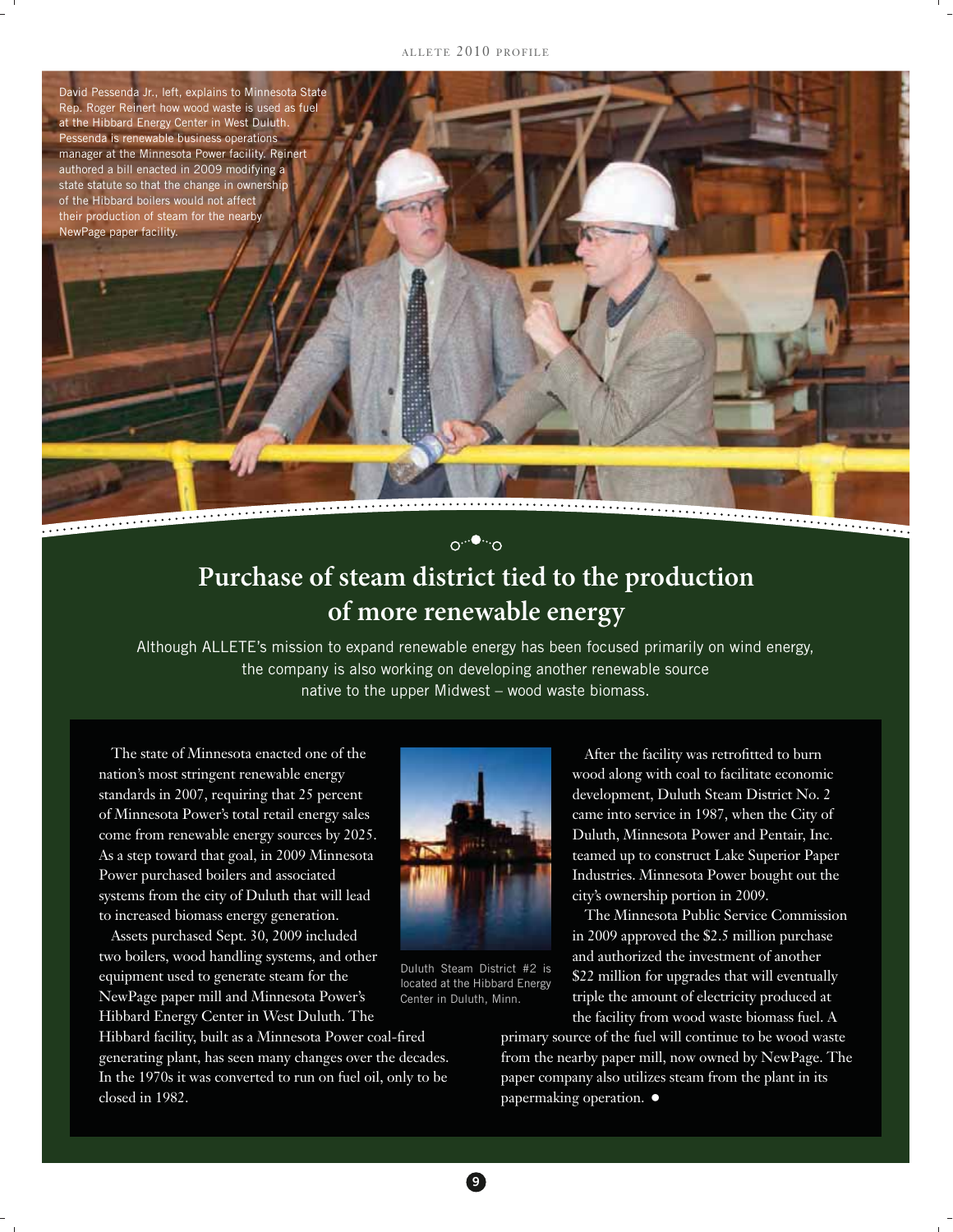David Pessenda Jr., left, explains to Minnesota State Rep. Roger Reinert how wood waste is used as fuel at the Hibbard Energy Center in West Duluth. Pessenda is renewable business operations manager at the Minnesota Power facility. Reinert authored a bill enacted in 2009 modifying a state statute so that the change in ownership of the Hibbard boilers would not affect their production of steam for the nearby NewPage paper facility.

# Purchase of steam district tied to the production of more renewable energy

Although ALLETE's mission to expand renewable energy has been focused primarily on wind energy, the company is also working on developing another renewable source native to the upper Midwest – wood waste biomass.

The state of Minnesota enacted one of the nation's most stringent renewable energy standards in 2007, requiring that 25 percent of Minnesota Power's total retail energy sales come from renewable energy sources by 2025. As a step toward that goal, in 2009 Minnesota Power purchased boilers and associated systems from the city of Duluth that will lead to increased biomass energy generation.

Assets purchased Sept. 30, 2009 included two boilers, wood handling systems, and other equipment used to generate steam for the NewPage paper mill and Minnesota Power's Hibbard Energy Center in West Duluth. The Hibbard facility, built as a Minnesota Power coal-fired generating plant, has seen many changes over the decades. In the 1970s it was converted to run on fuel oil, only to be closed in 1982.

Duluth Steam District #2 is located at the Hibbard Energy Center in Duluth, Minn.

After the facility was retrofitted to burn wood along with coal to facilitate economic development, Duluth Steam District No. 2 came into service in 1987, when the City of Duluth, Minnesota Power and Pentair, Inc. teamed up to construct Lake Superior Paper Industries. Minnesota Power bought out the city's ownership portion in 2009.

The Minnesota Public Service Commission in 2009 approved the $2.5 million purchase and authorized the investment of another $22 million for upgrades that will eventually triple the amount of electricity produced at the facility from wood waste biomass fuel. A primary source of the fuel will continue to be wood waste from the nearby paper mill, now owned by NewPage. The paper company also utilizes steam from the plant in its papermaking operation.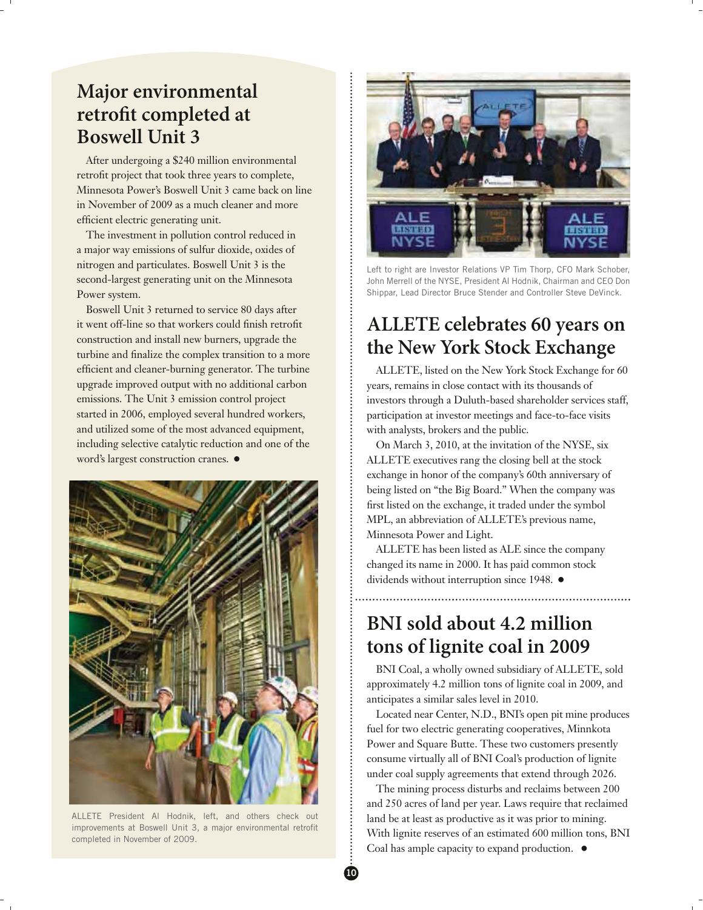## Major environmental retrofit completed at Boswell Unit 3

After undergoing a $240 million environmental retrofit project that took three years to complete, Minnesota Power's Boswell Unit 3 came back on line in November of 2009 as a much cleaner and more efficient electric generating unit.

The investment in pollution control reduced in a major way emissions of sulfur dioxide, oxides of nitrogen and particulates. Boswell Unit 3 is the second-largest generating unit on the Minnesota Power system.

Boswell Unit 3 returned to service 80 days after it went off-line so that workers could finish retrofit construction and install new burners, upgrade the turbine and finalize the complex transition to a more efficient and cleaner-burning generator. The turbine upgrade improved output with no additional carbon emissions. The Unit 3 emission control project started in 2006, employed several hundred workers, and utilized some of the most advanced equipment, including selective catalytic reduction and one of the word's largest construction cranes. ●

ALLETE President Al Hodnik, left, and others check out improvements at Boswell Unit 3, a major environmental retrofit completed in November of 2009.

Left to right are Investor Relations VP Tim Thorp, CFO Mark Schober, John Merrell of the NYSE, President Al Hodnik, Chairman and CEO Don Shippar, Lead Director Bruce Stender and Controller Steve DeVinck.

## ALLETE celebrates 60 years on the New York Stock Exchange

ALLETE, listed on the New York Stock Exchange for 60 years, remains in close contact with its thousands of investors through a Duluth-based shareholder services staff, participation at investor meetings and face-to-face visits with analysts, brokers and the public.

On March 3, 2010, at the invitation of the NYSE, six ALLETE executives rang the closing bell at the stock exchange in honor of the company's 60th anniversary of being listed on "the Big Board." When the company was first listed on the exchange, it traded under the symbol MPL, an abbreviation of ALLETE's previous name, Minnesota Power and Light.

ALLETE has been listed as ALE since the company changed its name in 2000. It has paid common stock dividends without interruption since 1948. ●

## BNI sold about 4.2 million tons of lignite coal in 2009

BNI Coal, a wholly owned subsidiary of ALLETE, sold approximately 4.2 million tons of lignite coal in 2009, and anticipates a similar sales level in 2010.

Located near Center, N.D., BNI's open pit mine produces fuel for two electric generating cooperatives, Minnkota Power and Square Butte. These two customers presently consume virtually all of BNI Coal's production of lignite under coal supply agreements that extend through 2026.

The mining process disturbs and reclaims between 200 and 250 acres of land per year. Laws require that reclaimed land be at least as productive as it was prior to mining. With lignite reserves of an estimated 600 million tons, BNI Coal has ample capacity to expand production. ●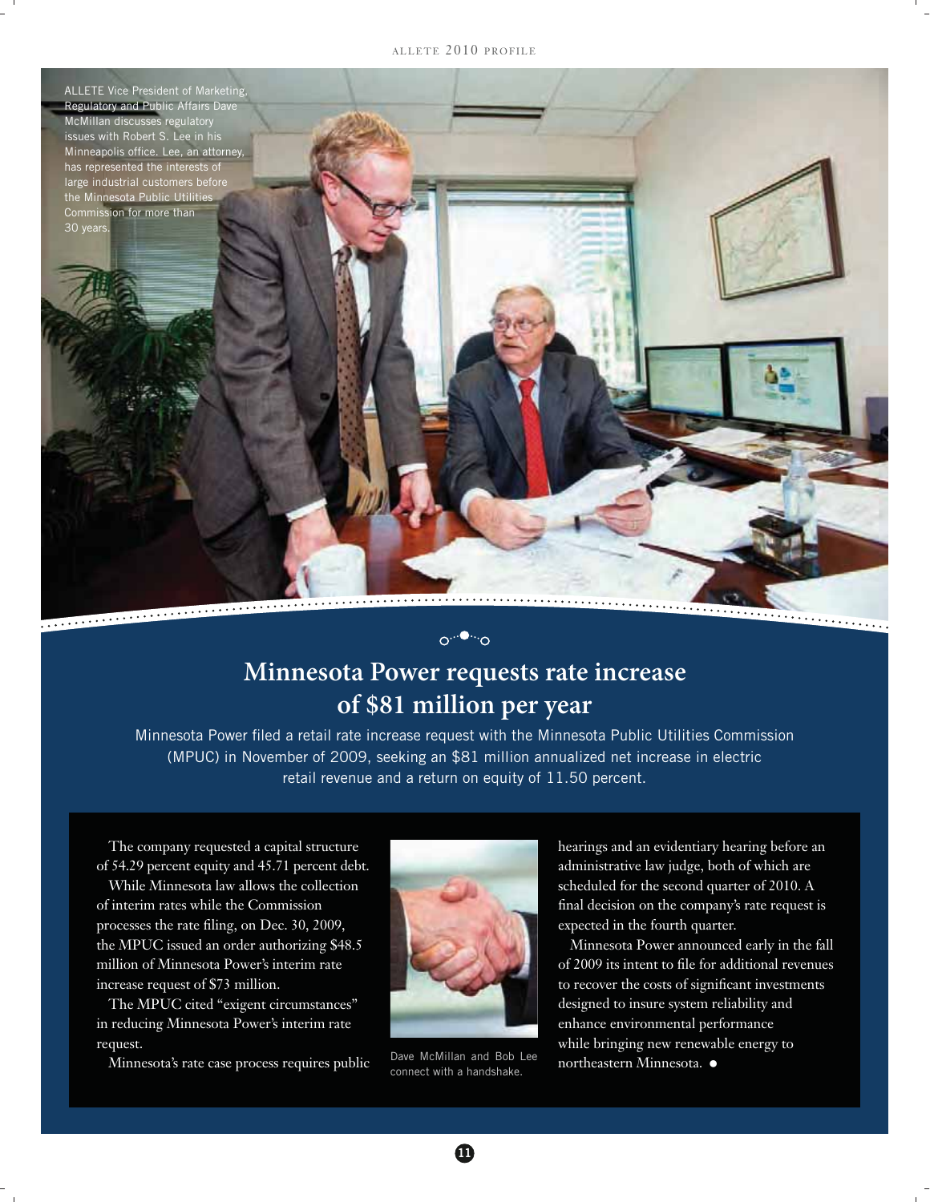ALLETE Vice President of Marketing, Regulatory and Public Affairs Dave McMillan discusses regulatory issues with Robert S. Lee in his Minneapolis office. Lee, an attorney, has represented the interests of large industrial customers before the Minnesota Public Utilities Commission for more than 30 years.

# Minnesota Power requests rate increase of $81 million per year

Minnesota Power filed a retail rate increase request with the Minnesota Public Utilities Commission (MPUC) in November of 2009, seeking an $81 million annualized net increase in electric retail revenue and a return on equity of 11.50 percent.

The company requested a capital structure of 54.29 percent equity and 45.71 percent debt.

While Minnesota law allows the collection of interim rates while the Commission processes the rate filing, on Dec. 30, 2009, the MPUC issued an order authorizing $48.5 million of Minnesota Power's interim rate increase request of $73 million.

The MPUC cited "exigent circumstances" in reducing Minnesota Power's interim rate request.

Minnesota's rate case process requires public hearings and an evidentiary hearing before an administrative law judge, both of which are scheduled for the second quarter of 2010. A final decision on the company's rate request is expected in the fourth quarter.

Minnesota Power announced early in the fall of 2009 its intent to file for additional revenues to recover the costs of significant investments designed to insure system reliability and enhance environmental performance while bringing new renewable energy to northeastern Minnesota. ●

Dave McMillan and Bob Lee connect with a handshake.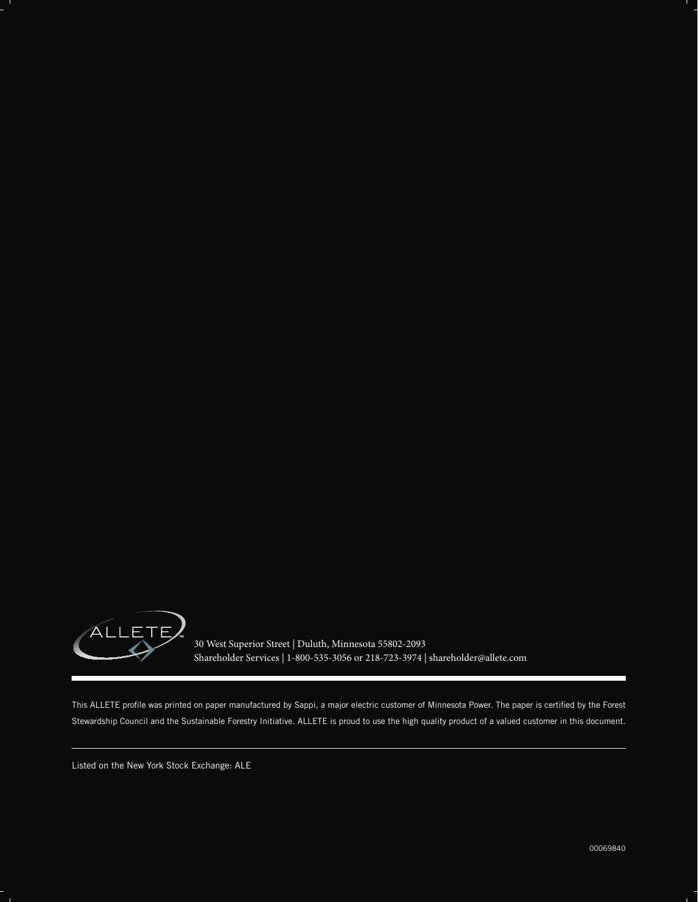30 West Superior Street | Duluth, Minnesota 55802-2093
Shareholder Services | 1-800-535-3056 or 218-723-3974 | shareholder@allete.com

This ALLETE profile was printed on paper manufactured by Sappi, a major electric customer of Minnesota Power. The paper is certified by the Forest Stewardship Council and the Sustainable Forestry Initiative. ALLETE is proud to use the high quality product of a valued customer in this document.

Listed on the New York Stock Exchange: ALE

00069840